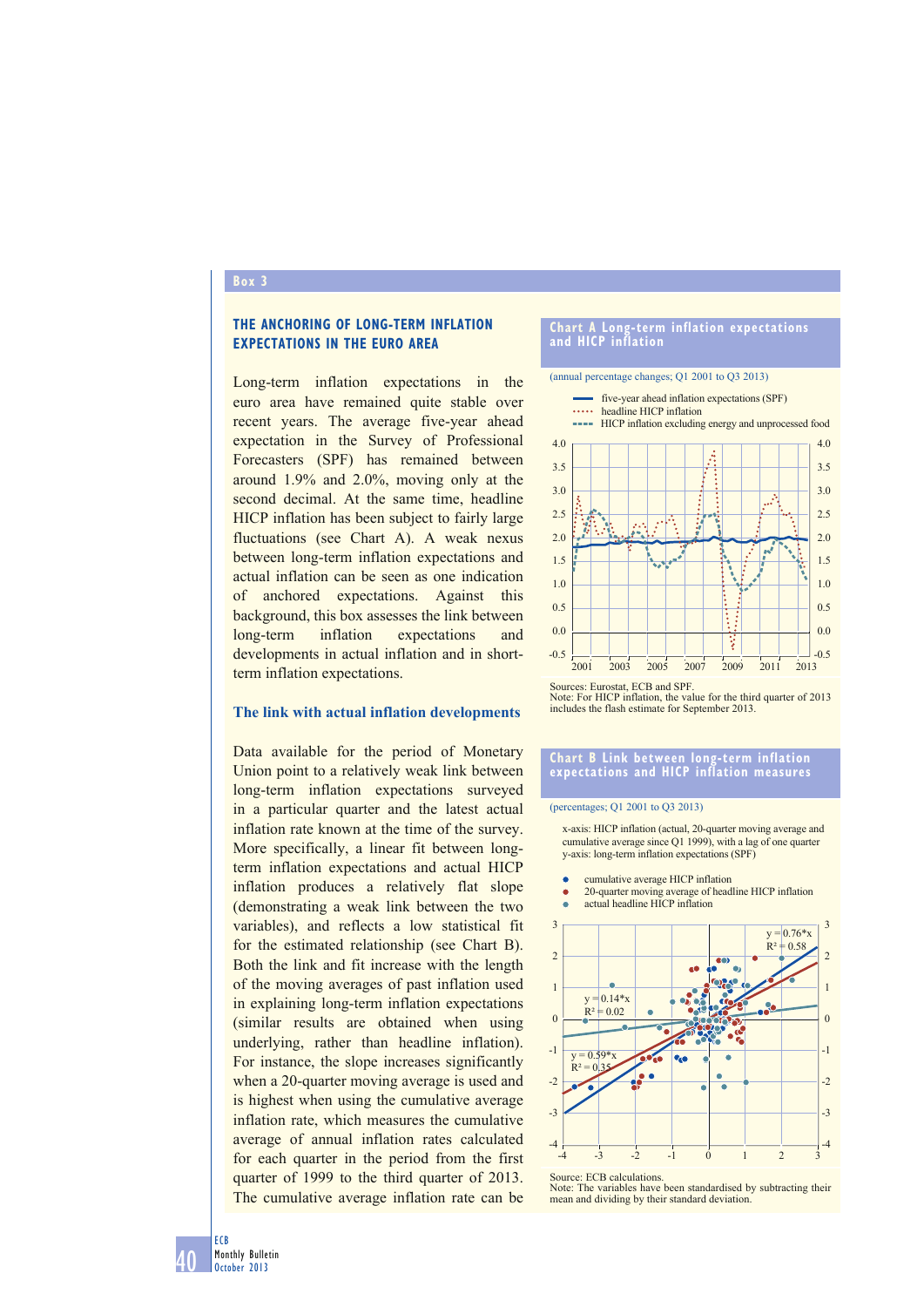Box 3

## THE ANCHORING OF LONG-TERM INFLATION EXPECTATIONS IN THE EURO AREA

Long-term inflation expectations in the euro area have remained quite stable over recent years. The average five-year ahead expectation in the Survey of Professional Forecasters (SPF) has remained between around 1.9% and 2.0%, moving only at the second decimal. At the same time, headline HICP inflation has been subject to fairly large fluctuations (see Chart A). A weak nexus between long-term inflation expectations and actual inflation can be seen as one indication of anchored expectations. Against this background, this box assesses the link between long-term inflation expectations and developments in actual inflation and in short-term inflation expectations.

### The link with actual inflation developments

Data available for the period of Monetary Union point to a relatively weak link between long-term inflation expectations surveyed in a particular quarter and the latest actual inflation rate known at the time of the survey. More specifically, a linear fit between long-term inflation expectations and actual HICP inflation produces a relatively flat slope (demonstrating a weak link between the two variables), and reflects a low statistical fit for the estimated relationship (see Chart B). Both the link and fit increase with the length of the moving averages of past inflation used in explaining long-term inflation expectations (similar results are obtained when using underlying, rather than headline inflation). For instance, the slope increases significantly when a 20-quarter moving average is used and is highest when using the cumulative average inflation rate, which measures the cumulative average of annual inflation rates calculated for each quarter in the period from the first quarter of 1999 to the third quarter of 2013. The cumulative average inflation rate can be

**Chart A Long-term inflation expectations and HICP inflation**

(annual percentage changes; Q1 2001 to Q3 2013)

five-year ahead inflation expectations (SPF)
headline HICP inflation
HICP inflation excluding energy and unprocessed food

4.0
3.5
3.0
2.5
2.0
1.5
1.0
0.5
0.0
-0.5

2001 2003 2005 2007 2009 2011 2013

Sources: Eurostat, ECB and SPF.
Note: For HICP inflation, the value for the third quarter of 2013 includes the flash estimate for September 2013.

**Chart B Link between long-term inflation expectations and HICP inflation measures**

(percentages; Q1 2001 to Q3 2013)

x-axis: HICP inflation (actual, 20-quarter moving average and cumulative average since Q1 1999), with a lag of one quarter
y-axis: long-term inflation expectations (SPF)

cumulative average HICP inflation
20-quarter moving average of headline HICP inflation
actual headline HICP inflation

y = 0.76*x
$R^2$ = 0.58

y = 0.14*x
$R^2$ = 0.02

y = 0.59*x
$R^2$ = 0.35

3
2
1
0
-1
-2
-3
-4

-4 -3 -2 -1 0 1 2 3

Source: ECB calculations.
Note: The variables have been standardised by subtracting their mean and dividing by their standard deviation.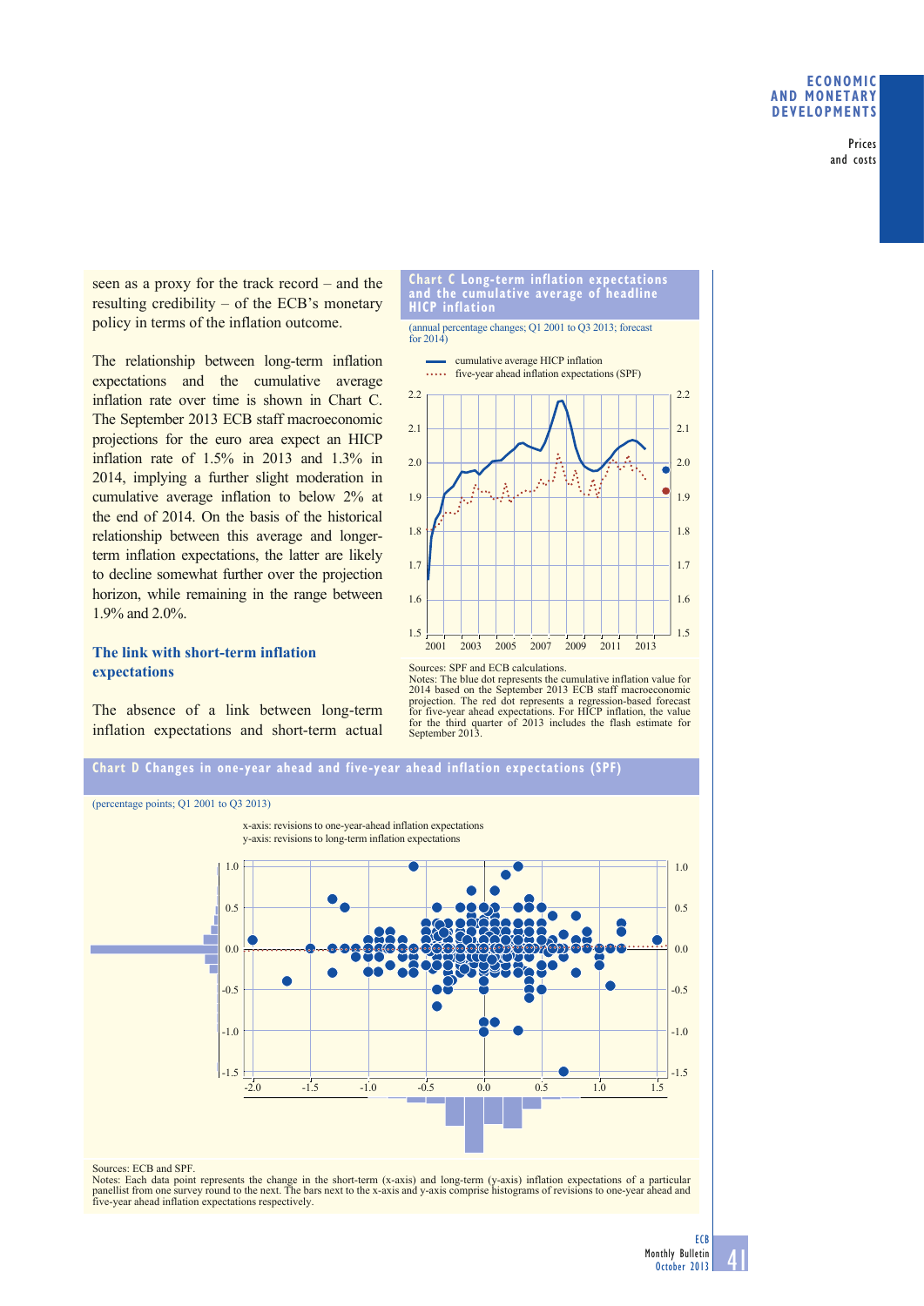seen as a proxy for the track record – and the resulting credibility – of the ECB's monetary policy in terms of the inflation outcome.

The relationship between long-term inflation expectations and the cumulative average inflation rate over time is shown in Chart C. The September 2013 ECB staff macroeconomic projections for the euro area expect an HICP inflation rate of 1.5% in 2013 and 1.3% in 2014, implying a further slight moderation in cumulative average inflation to below 2% at the end of 2014. On the basis of the historical relationship between this average and longer-term inflation expectations, the latter are likely to decline somewhat further over the projection horizon, while remaining in the range between 1.9% and 2.0%.

### The link with short-term inflation expectations

The absence of a link between long-term inflation expectations and short-term actual

**Chart C Long-term inflation expectations and the cumulative average of headline HICP inflation**

(annual percentage changes; Q1 2001 to Q3 2013; forecast for 2014)

cumulative average HICP inflation
five-year ahead inflation expectations (SPF)

2.2
2.1
2.0
1.9
1.8
1.7
1.6
1.5

2001 2003 2005 2007 2009 2011 2013

Sources: SPF and ECB calculations.
Notes: The blue dot represents the cumulative inflation value for 2014 based on the September 2013 ECB staff macroeconomic projection. The red dot represents a regression-based forecast for five-year ahead inflation expectations. For HICP inflation, the value for the third quarter of 2013 includes the flash estimate for September 2013.

**Chart D Changes in one-year ahead and five-year ahead inflation expectations (SPF)**

(percentage points; Q1 2001 to Q3 2013)

x-axis: revisions to one-year-ahead inflation expectations
y-axis: revisions to long-term inflation expectations

1.0
0.5
0.0
-0.5
-1.0
-1.5

-2.0 -1.5 -1.0 -0.5 0.0 0.5 1.0 1.5

Sources: ECB and SPF.
Notes: Each data point represents the change in the short-term (x-axis) and long-term (y-axis) inflation expectations of a particular panellist from one survey round to the next. The bars next to the x-axis and y-axis comprise histograms of revisions to one-year ahead and five-year ahead inflation expectations respectively.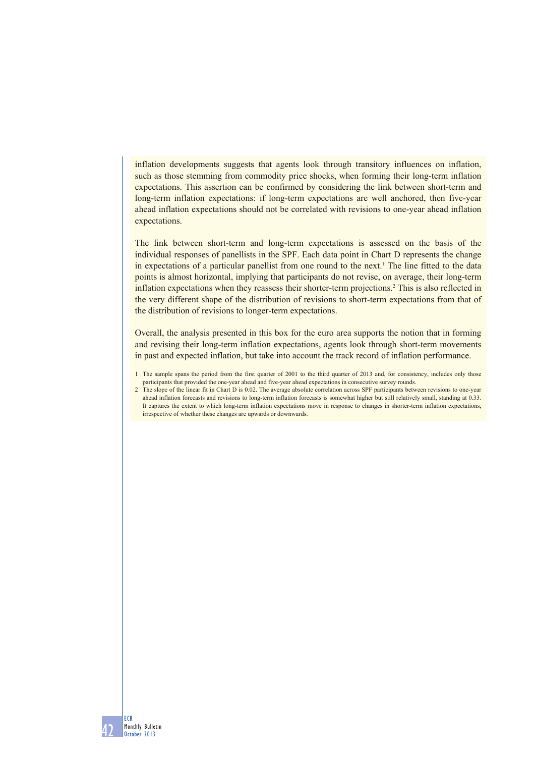inflation developments suggests that agents look through transitory influences on inflation, such as those stemming from commodity price shocks, when forming their long-term inflation expectations. This assertion can be confirmed by considering the link between short-term and long-term inflation expectations: if long-term expectations are well anchored, then five-year ahead inflation expectations should not be correlated with revisions to one-year ahead inflation expectations.

The link between short-term and long-term expectations is assessed on the basis of the individual responses of panellists in the SPF. Each data point in Chart D represents the change in expectations of a particular panellist from one round to the next.[1] The line fitted to the data points is almost horizontal, implying that participants do not revise, on average, their long-term inflation expectations when they reassess their shorter-term projections.[2] This is also reflected in the very different shape of the distribution of revisions to short-term expectations from that of the distribution of revisions to longer-term expectations.

Overall, the analysis presented in this box for the euro area supports the notion that in forming and revising their long-term inflation expectations, agents look through short-term movements in past and expected inflation, but take into account the track record of inflation performance.

1 The sample spans the period from the first quarter of 2001 to the third quarter of 2013 and, for consistency, includes only those participants that provided the one-year ahead and five-year ahead expectations in consecutive survey rounds.

2 The slope of the linear fit in Chart D is 0.02. The average absolute correlation across SPF participants between revisions to one-year ahead inflation forecasts and revisions to long-term inflation forecasts is somewhat higher but still relatively small, standing at 0.33. It captures the extent to which long-term inflation expectations move in response to changes in shorter-term inflation expectations, irrespective of whether these changes are upwards or downwards.